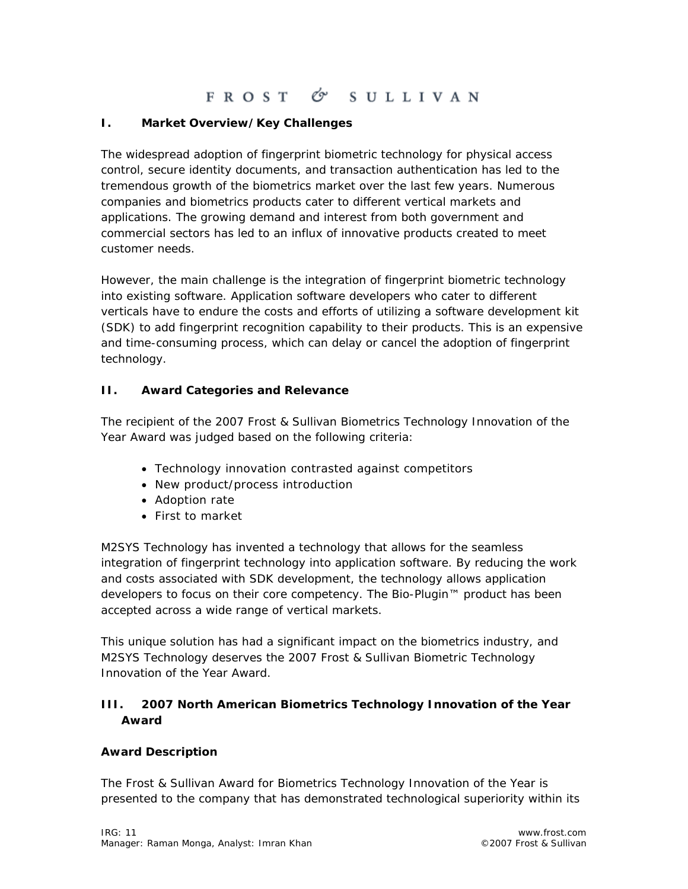## I. Market Overview/Key Challenges

The widespread adoption of fingerprint biometric technology for physical access control, secure identity documents, and transaction authentication has led to the tremendous growth of the biometrics market over the last few years. Numerous companies and biometrics products cater to different vertical markets and applications. The growing demand and interest from both government and commercial sectors has led to an influx of innovative products created to meet customer needs.

However, the main challenge is the integration of fingerprint biometric technology into existing software. Application software developers who cater to different verticals have to endure the costs and efforts of utilizing a software development kit (SDK) to add fingerprint recognition capability to their products. This is an expensive and time-consuming process, which can delay or cancel the adoption of fingerprint technology.

## II. Award Categories and Relevance

The recipient of the 2007 Frost & Sullivan Biometrics Technology Innovation of the Year Award was judged based on the following criteria:

- Technology innovation contrasted against competitors
- New product/process introduction
- Adoption rate
- First to market

M2SYS Technology has invented a technology that allows for the seamless integration of fingerprint technology into application software. By reducing the work and costs associated with SDK development, the technology allows application developers to focus on their core competency. The Bio-Plugin™ product has been accepted across a wide range of vertical markets.

This unique solution has had a significant impact on the biometrics industry, and M2SYS Technology deserves the 2007 Frost & Sullivan Biometric Technology Innovation of the Year Award.

## III. 2007 North American Biometrics Technology Innovation of the Year Award

### Award Description

The Frost & Sullivan Award for Biometrics Technology Innovation of the Year is presented to the company that has demonstrated technological superiority within its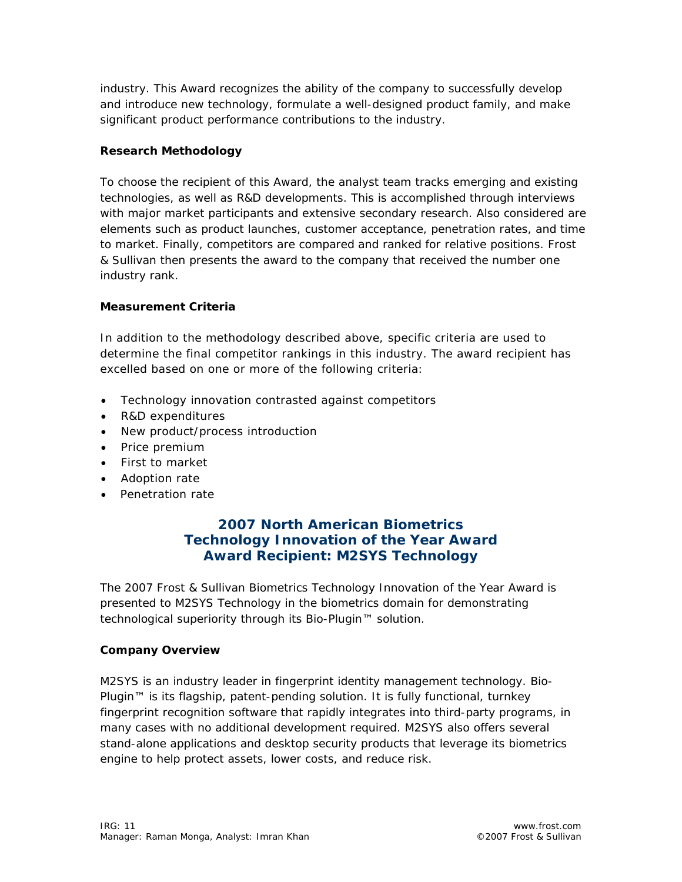industry. This Award recognizes the ability of the company to successfully develop and introduce new technology, formulate a well-designed product family, and make significant product performance contributions to the industry.

**Research Methodology**

To choose the recipient of this Award, the analyst team tracks emerging and existing technologies, as well as R&D developments. This is accomplished through interviews with major market participants and extensive secondary research. Also considered are elements such as product launches, customer acceptance, penetration rates, and time to market. Finally, competitors are compared and ranked for relative positions. Frost & Sullivan then presents the award to the company that received the number one industry rank.

**Measurement Criteria**

In addition to the methodology described above, specific criteria are used to determine the final competitor rankings in this industry. The award recipient has excelled based on one or more of the following criteria:

- Technology innovation contrasted against competitors
- R&D expenditures
- New product/process introduction
- Price premium
- First to market
- Adoption rate
- Penetration rate

## 2007 North American Biometrics Technology Innovation of the Year Award Award Recipient: M2SYS Technology

The 2007 Frost & Sullivan Biometrics Technology Innovation of the Year Award is presented to M2SYS Technology in the biometrics domain for demonstrating technological superiority through its Bio-Plugin™ solution.

**Company Overview**

M2SYS is an industry leader in fingerprint identity management technology. Bio-Plugin™ is its flagship, patent-pending solution. It is fully functional, turnkey fingerprint recognition software that rapidly integrates into third-party programs, in many cases with no additional development required. M2SYS also offers several stand-alone applications and desktop security products that leverage its biometrics engine to help protect assets, lower costs, and reduce risk.

IRG: 11
Manager: Raman Monga, Analyst: Imran Khan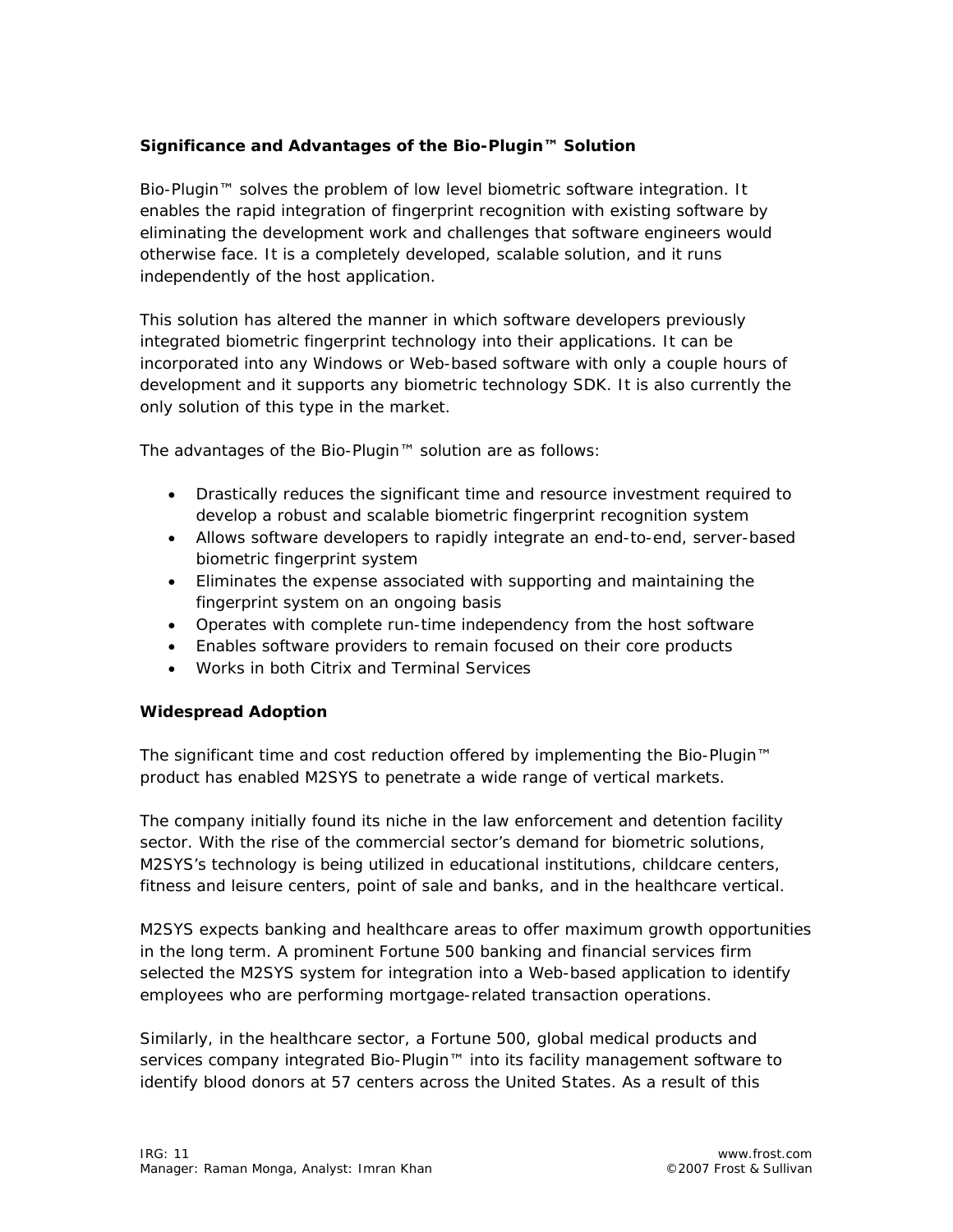**Significance and Advantages of the Bio-Plugin™ Solution**

Bio-Plugin™ solves the problem of low level biometric software integration. It enables the rapid integration of fingerprint recognition with existing software by eliminating the development work and challenges that software engineers would otherwise face. It is a completely developed, scalable solution, and it runs independently of the host application.

This solution has altered the manner in which software developers previously integrated biometric fingerprint technology into their applications. It can be incorporated into any Windows or Web-based software with only a couple hours of development and it supports any biometric technology SDK. It is also currently the only solution of this type in the market.

The advantages of the Bio-Plugin™ solution are as follows:

- Drastically reduces the significant time and resource investment required to develop a robust and scalable biometric fingerprint recognition system
- Allows software developers to rapidly integrate an end-to-end, server-based biometric fingerprint system
- Eliminates the expense associated with supporting and maintaining the fingerprint system on an ongoing basis
- Operates with complete run-time independency from the host software
- Enables software providers to remain focused on their core products
- Works in both Citrix and Terminal Services

**Widespread Adoption**

The significant time and cost reduction offered by implementing the Bio-Plugin™ product has enabled M2SYS to penetrate a wide range of vertical markets.

The company initially found its niche in the law enforcement and detention facility sector. With the rise of the commercial sector's demand for biometric solutions, M2SYS's technology is being utilized in educational institutions, childcare centers, fitness and leisure centers, point of sale and banks, and in the healthcare vertical.

M2SYS expects banking and healthcare areas to offer maximum growth opportunities in the long term. A prominent Fortune 500 banking and financial services firm selected the M2SYS system for integration into a Web-based application to identify employees who are performing mortgage-related transaction operations.

Similarly, in the healthcare sector, a Fortune 500, global medical products and services company integrated Bio-Plugin™ into its facility management software to identify blood donors at 57 centers across the United States. As a result of this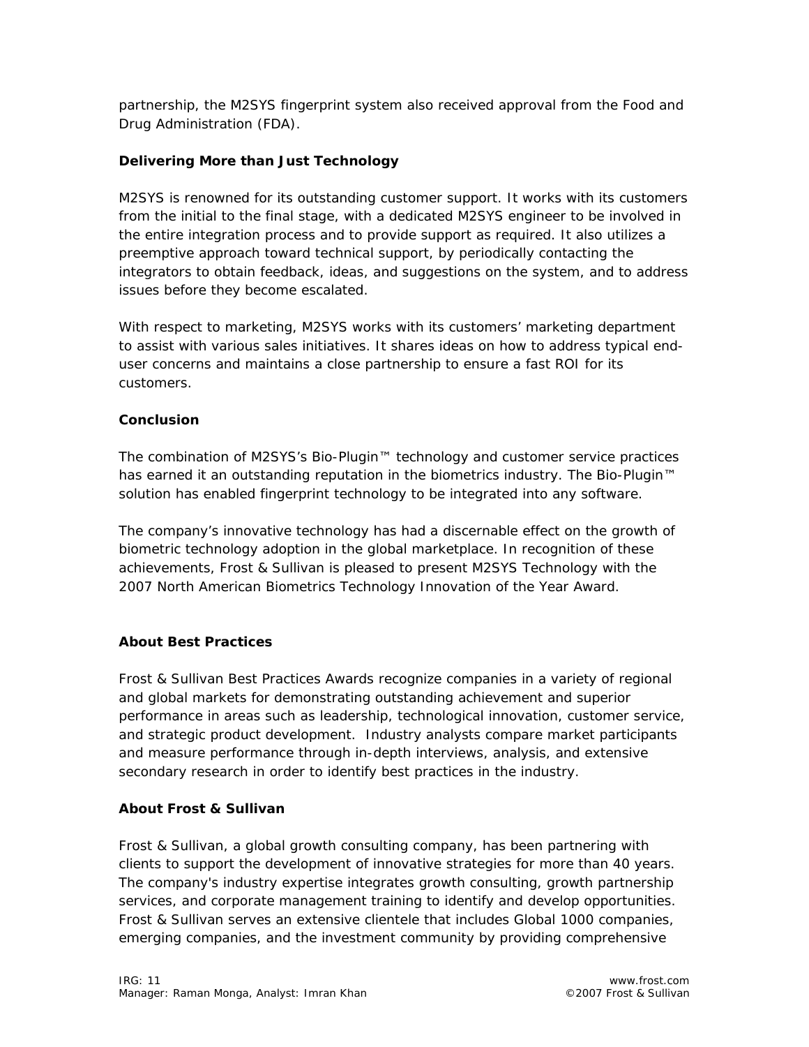partnership, the M2SYS fingerprint system also received approval from the Food and Drug Administration (FDA).

**Delivering More than Just Technology**

M2SYS is renowned for its outstanding customer support. It works with its customers from the initial to the final stage, with a dedicated M2SYS engineer to be involved in the entire integration process and to provide support as required. It also utilizes a preemptive approach toward technical support, by periodically contacting the integrators to obtain feedback, ideas, and suggestions on the system, and to address issues before they become escalated.

With respect to marketing, M2SYS works with its customers' marketing department to assist with various sales initiatives. It shares ideas on how to address typical end-user concerns and maintains a close partnership to ensure a fast ROI for its customers.

**Conclusion**

The combination of M2SYS's Bio-Plugin™ technology and customer service practices has earned it an outstanding reputation in the biometrics industry. The Bio-Plugin™ solution has enabled fingerprint technology to be integrated into any software.

The company's innovative technology has had a discernable effect on the growth of biometric technology adoption in the global marketplace. In recognition of these achievements, Frost & Sullivan is pleased to present M2SYS Technology with the 2007 North American Biometrics Technology Innovation of the Year Award.

**About Best Practices**

Frost & Sullivan Best Practices Awards recognize companies in a variety of regional and global markets for demonstrating outstanding achievement and superior performance in areas such as leadership, technological innovation, customer service, and strategic product development. Industry analysts compare market participants and measure performance through in-depth interviews, analysis, and extensive secondary research in order to identify best practices in the industry.

**About Frost & Sullivan**

Frost & Sullivan, a global growth consulting company, has been partnering with clients to support the development of innovative strategies for more than 40 years. The company's industry expertise integrates growth consulting, growth partnership services, and corporate management training to identify and develop opportunities. Frost & Sullivan serves an extensive clientele that includes Global 1000 companies, emerging companies, and the investment community by providing comprehensive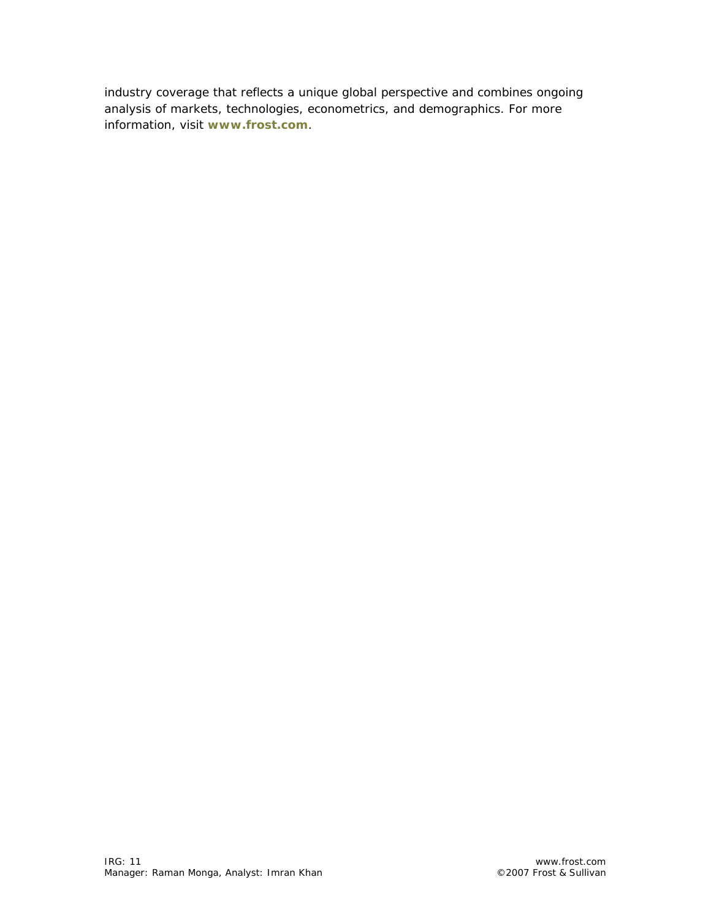industry coverage that reflects a unique global perspective and combines ongoing analysis of markets, technologies, econometrics, and demographics. For more information, visit **www.frost.com**.